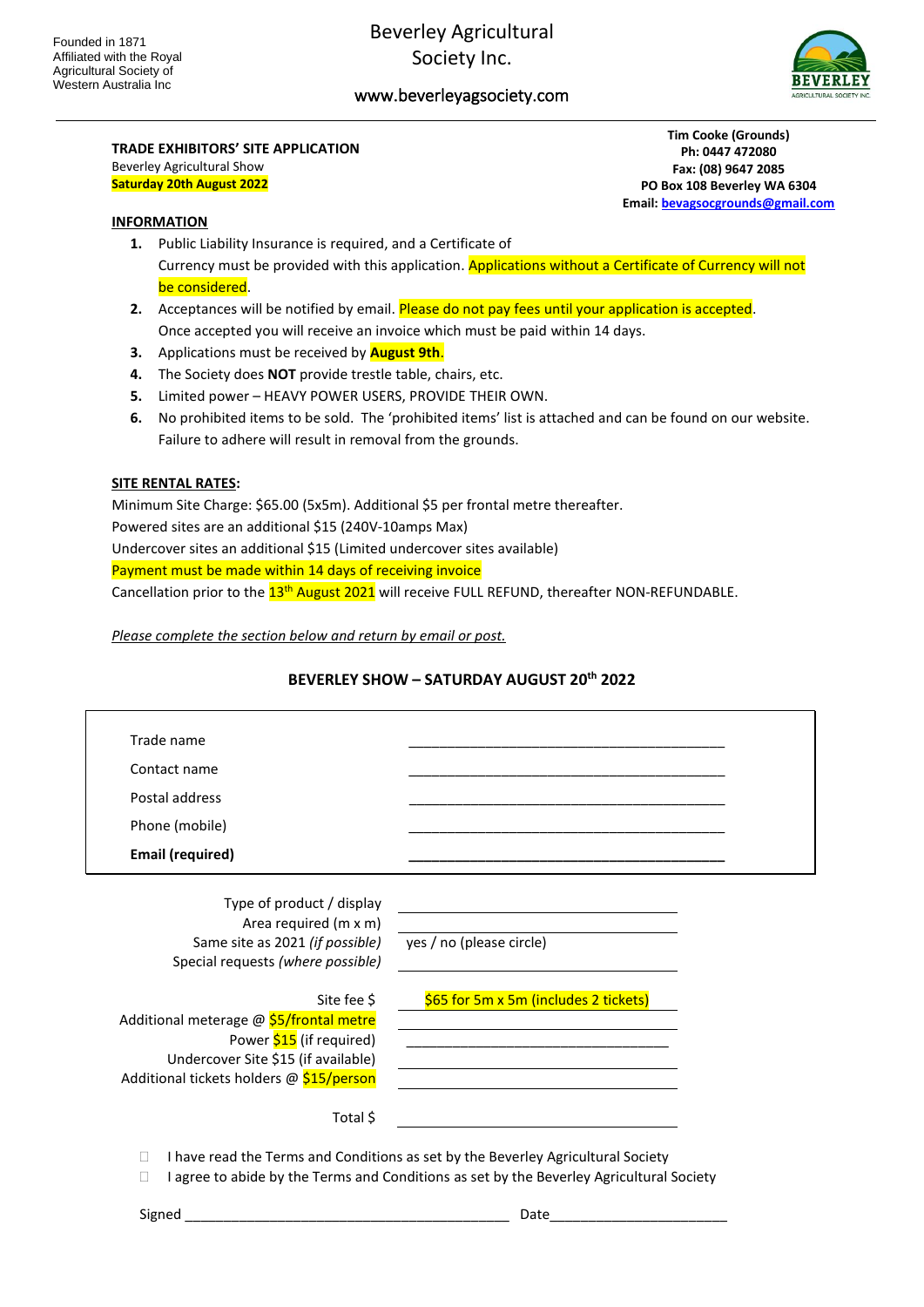Founded in 1871
Affiliated with the Royal Agricultural Society of Western Australia Inc

# Beverley Agricultural Society Inc.

www.beverleyagsociety.com

**TRADE EXHIBITORS' SITE APPLICATION**
Beverley Agricultural Show
**Saturday 20th August 2022**

**Tim Cooke (Grounds)**
**Ph: 0447 472080**
**Fax: (08) 9647 2085**
**PO Box 108 Beverley WA 6304**
**Email: bevagsocgrounds@gmail.com**

## INFORMATION

1. Public Liability Insurance is required, and a Certificate of Currency must be provided with this application. Applications without a Certificate of Currency will not be considered.
2. Acceptances will be notified by email. Please do not pay fees until your application is accepted. Once accepted you will receive an invoice which must be paid within 14 days.
3. Applications must be received by **August 9th**.
4. The Society does **NOT** provide trestle table, chairs, etc.
5. Limited power – HEAVY POWER USERS, PROVIDE THEIR OWN.
6. No prohibited items to be sold. The 'prohibited items' list is attached and can be found on our website. Failure to adhere will result in removal from the grounds.

## SITE RENTAL RATES:

Minimum Site Charge: $65.00 (5x5m). Additional $5 per frontal metre thereafter.
Powered sites are an additional $15 (240V-10amps Max)
Undercover sites an additional $15 (Limited undercover sites available)
Payment must be made within 14 days of receiving invoice
Cancellation prior to the 13th August 2021 will receive FULL REFUND, thereafter NON-REFUNDABLE.

*Please complete the section below and return by email or post.*

### BEVERLEY SHOW – SATURDAY AUGUST 20th 2022

| | |
|---|---|
| Trade name | ________________________ |
| Contact name | ________________________ |
| Postal address | ________________________ |
| Phone (mobile) | ________________________ |
| **Email (required)** | ________________________ |

| | |
|---|---|
| Type of product / display | ________________________ |
| Area required (m x m) | ________________________ |
| Same site as 2021 *(if possible)* | yes / no (please circle) |
| Special requests *(where possible)* | ________________________ |
| Site fee $ | $65 for 5m x 5m (includes 2 tickets) |
| Additional meterage @ $5/frontal metre | ________________________ |
| Power $15 (if required) | ________________________ |
| Undercover Site $15 (if available) | ________________________ |
| Additional tickets holders @ $15/person | ________________________ |
| Total $ | ________________________ |

☐ I have read the Terms and Conditions as set by the Beverley Agricultural Society
☐ I agree to abide by the Terms and Conditions as set by the Beverley Agricultural Society

Signed ______________________________ Date____________________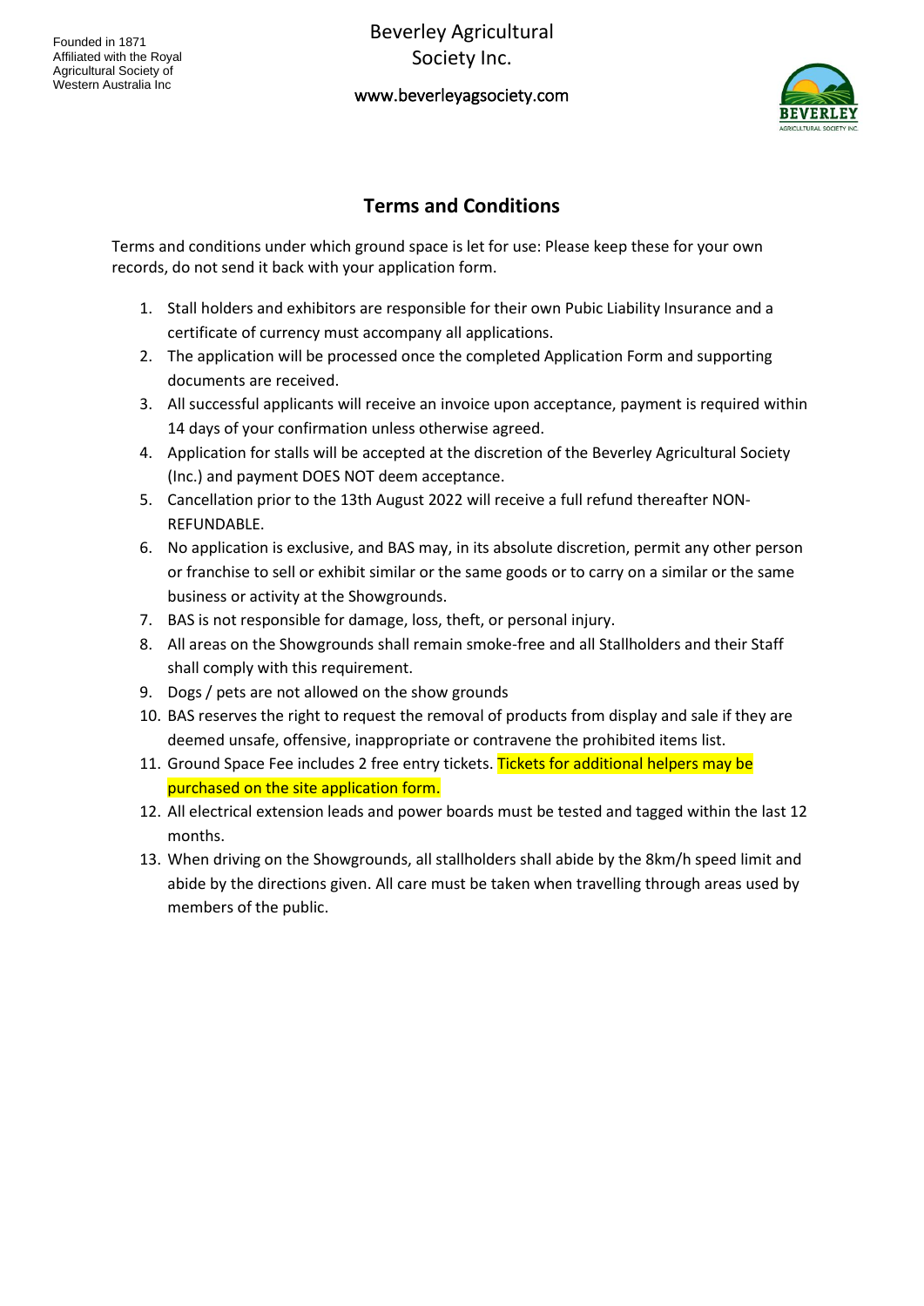Founded in 1871
Affiliated with the Royal Agricultural Society of Western Australia Inc

Beverley Agricultural Society Inc.

www.beverleyagsociety.com

## Terms and Conditions

Terms and conditions under which ground space is let for use: Please keep these for your own records, do not send it back with your application form.

1. Stall holders and exhibitors are responsible for their own Pubic Liability Insurance and a certificate of currency must accompany all applications.
2. The application will be processed once the completed Application Form and supporting documents are received.
3. All successful applicants will receive an invoice upon acceptance, payment is required within 14 days of your confirmation unless otherwise agreed.
4. Application for stalls will be accepted at the discretion of the Beverley Agricultural Society (Inc.) and payment DOES NOT deem acceptance.
5. Cancellation prior to the 13th August 2022 will receive a full refund thereafter NON-REFUNDABLE.
6. No application is exclusive, and BAS may, in its absolute discretion, permit any other person or franchise to sell or exhibit similar or the same goods or to carry on a similar or the same business or activity at the Showgrounds.
7. BAS is not responsible for damage, loss, theft, or personal injury.
8. All areas on the Showgrounds shall remain smoke-free and all Stallholders and their Staff shall comply with this requirement.
9. Dogs / pets are not allowed on the show grounds
10. BAS reserves the right to request the removal of products from display and sale if they are deemed unsafe, offensive, inappropriate or contravene the prohibited items list.
11. Ground Space Fee includes 2 free entry tickets. Tickets for additional helpers may be purchased on the site application form.
12. All electrical extension leads and power boards must be tested and tagged within the last 12 months.
13. When driving on the Showgrounds, all stallholders shall abide by the 8km/h speed limit and abide by the directions given. All care must be taken when travelling through areas used by members of the public.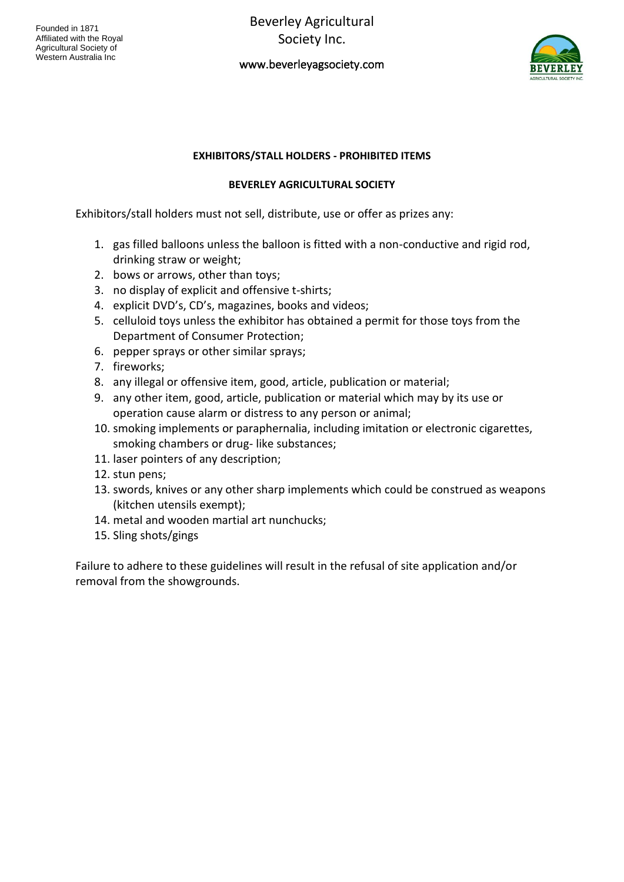Founded in 1871
Affiliated with the Royal Agricultural Society of Western Australia Inc

# Beverley Agricultural Society Inc.

www.beverleyagsociety.com

**EXHIBITORS/STALL HOLDERS - PROHIBITED ITEMS**

**BEVERLEY AGRICULTURAL SOCIETY**

Exhibitors/stall holders must not sell, distribute, use or offer as prizes any:

1. gas filled balloons unless the balloon is fitted with a non-conductive and rigid rod, drinking straw or weight;
2. bows or arrows, other than toys;
3. no display of explicit and offensive t-shirts;
4. explicit DVD's, CD's, magazines, books and videos;
5. celluloid toys unless the exhibitor has obtained a permit for those toys from the Department of Consumer Protection;
6. pepper sprays or other similar sprays;
7. fireworks;
8. any illegal or offensive item, good, article, publication or material;
9. any other item, good, article, publication or material which may by its use or operation cause alarm or distress to any person or animal;
10. smoking implements or paraphernalia, including imitation or electronic cigarettes, smoking chambers or drug- like substances;
11. laser pointers of any description;
12. stun pens;
13. swords, knives or any other sharp implements which could be construed as weapons (kitchen utensils exempt);
14. metal and wooden martial art nunchucks;
15. Sling shots/gings

Failure to adhere to these guidelines will result in the refusal of site application and/or removal from the showgrounds.